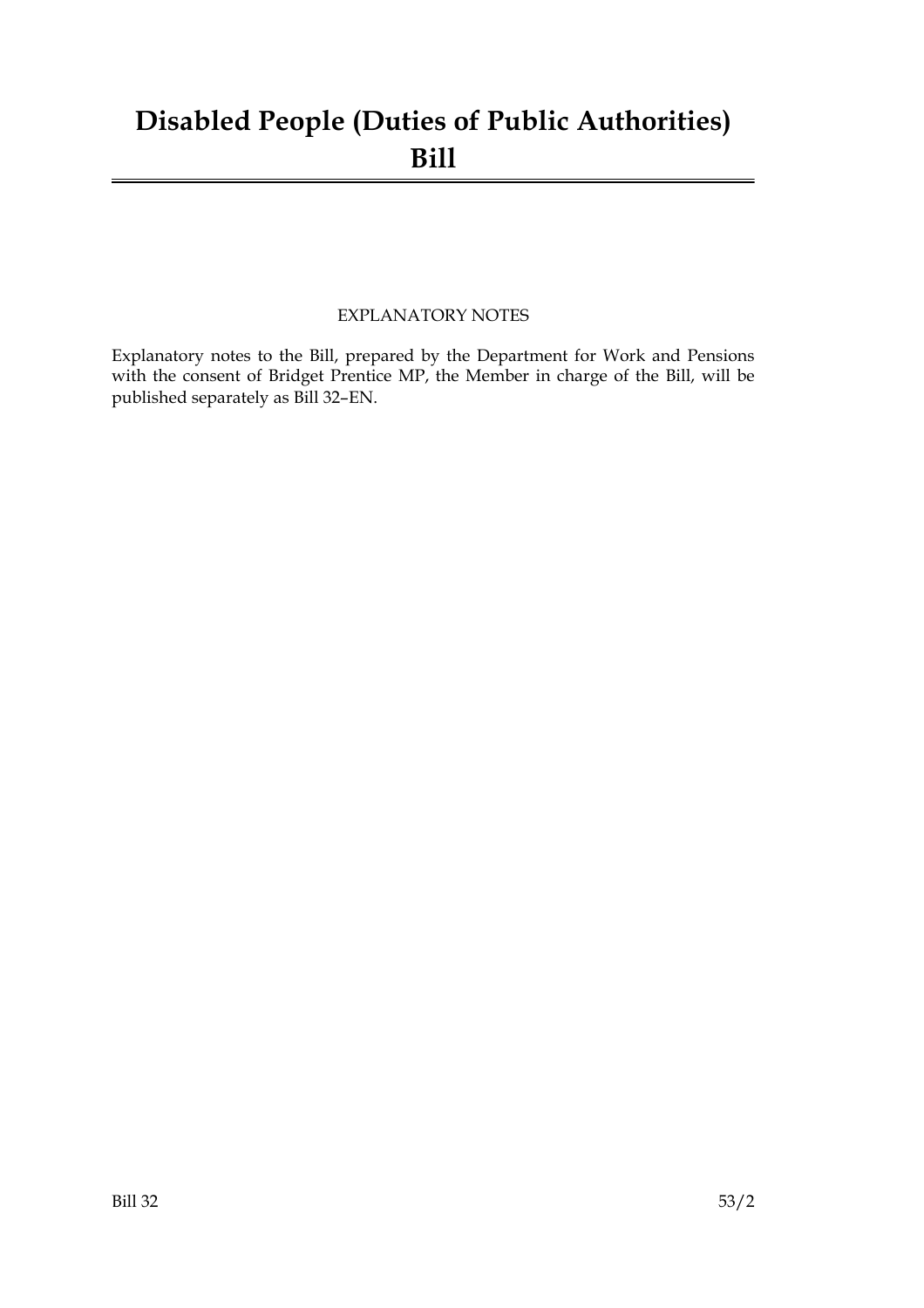# Disabled People (Duties of Public Authorities) Bill

EXPLANATORY NOTES

Explanatory notes to the Bill, prepared by the Department for Work and Pensions with the consent of Bridget Prentice MP, the Member in charge of the Bill, will be published separately as Bill 32–EN.

Bill 32 53/2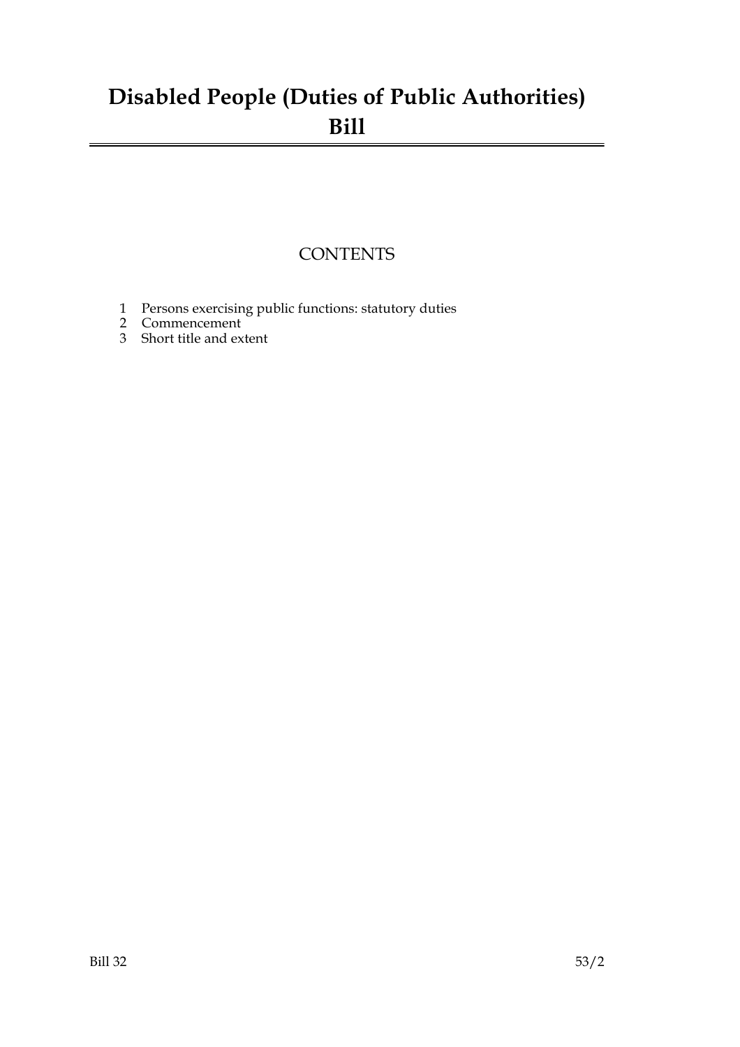# Disabled People (Duties of Public Authorities) Bill

## CONTENTS

1 Persons exercising public functions: statutory duties
2 Commencement
3 Short title and extent

Bill 32 53/2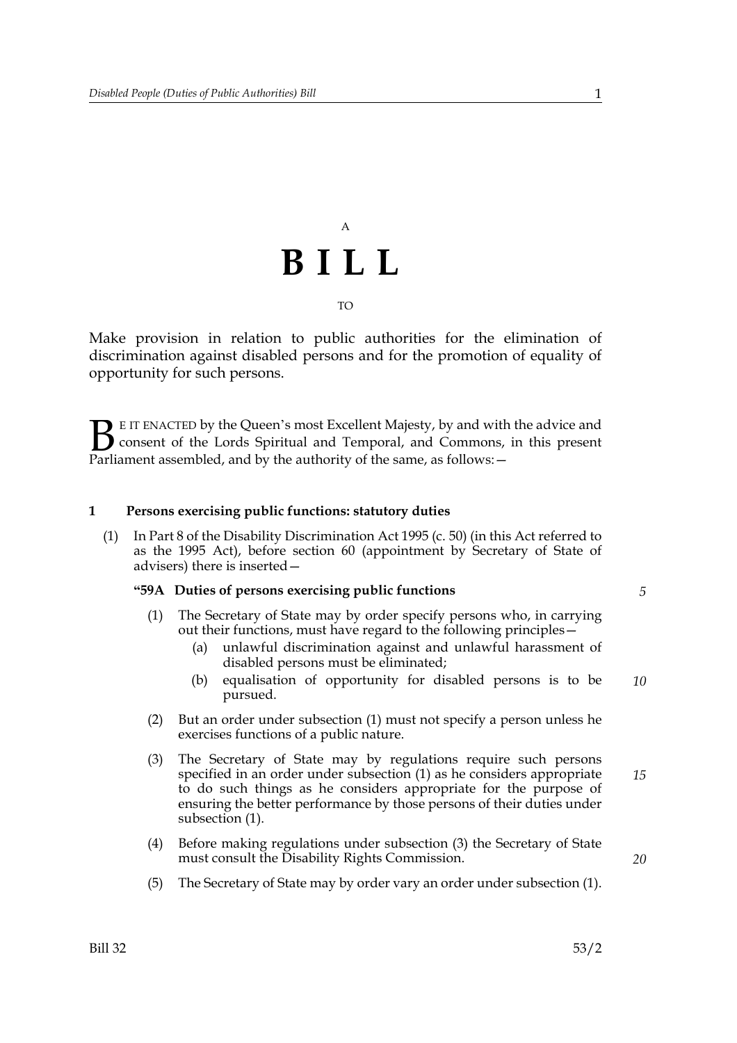A

# B I L L

TO

Make provision in relation to public authorities for the elimination of discrimination against disabled persons and for the promotion of equality of opportunity for such persons.

BE IT ENACTED by the Queen's most Excellent Majesty, by and with the advice and consent of the Lords Spiritual and Temporal, and Commons, in this present Parliament assembled, and by the authority of the same, as follows:—

**1 Persons exercising public functions: statutory duties**

(1) In Part 8 of the Disability Discrimination Act 1995 (c. 50) (in this Act referred to as the 1995 Act), before section 60 (appointment by Secretary of State of advisers) there is inserted—

**"59A Duties of persons exercising public functions**

(1) The Secretary of State may by order specify persons who, in carrying out their functions, must have regard to the following principles—

(a) unlawful discrimination against and unlawful harassment of disabled persons must be eliminated;

(b) equalisation of opportunity for disabled persons is to be pursued.

(2) But an order under subsection (1) must not specify a person unless he exercises functions of a public nature.

(3) The Secretary of State may by regulations require such persons specified in an order under subsection (1) as he considers appropriate to do such things as he considers appropriate for the purpose of ensuring the better performance by those persons of their duties under subsection (1).

(4) Before making regulations under subsection (3) the Secretary of State must consult the Disability Rights Commission.

(5) The Secretary of State may by order vary an order under subsection (1).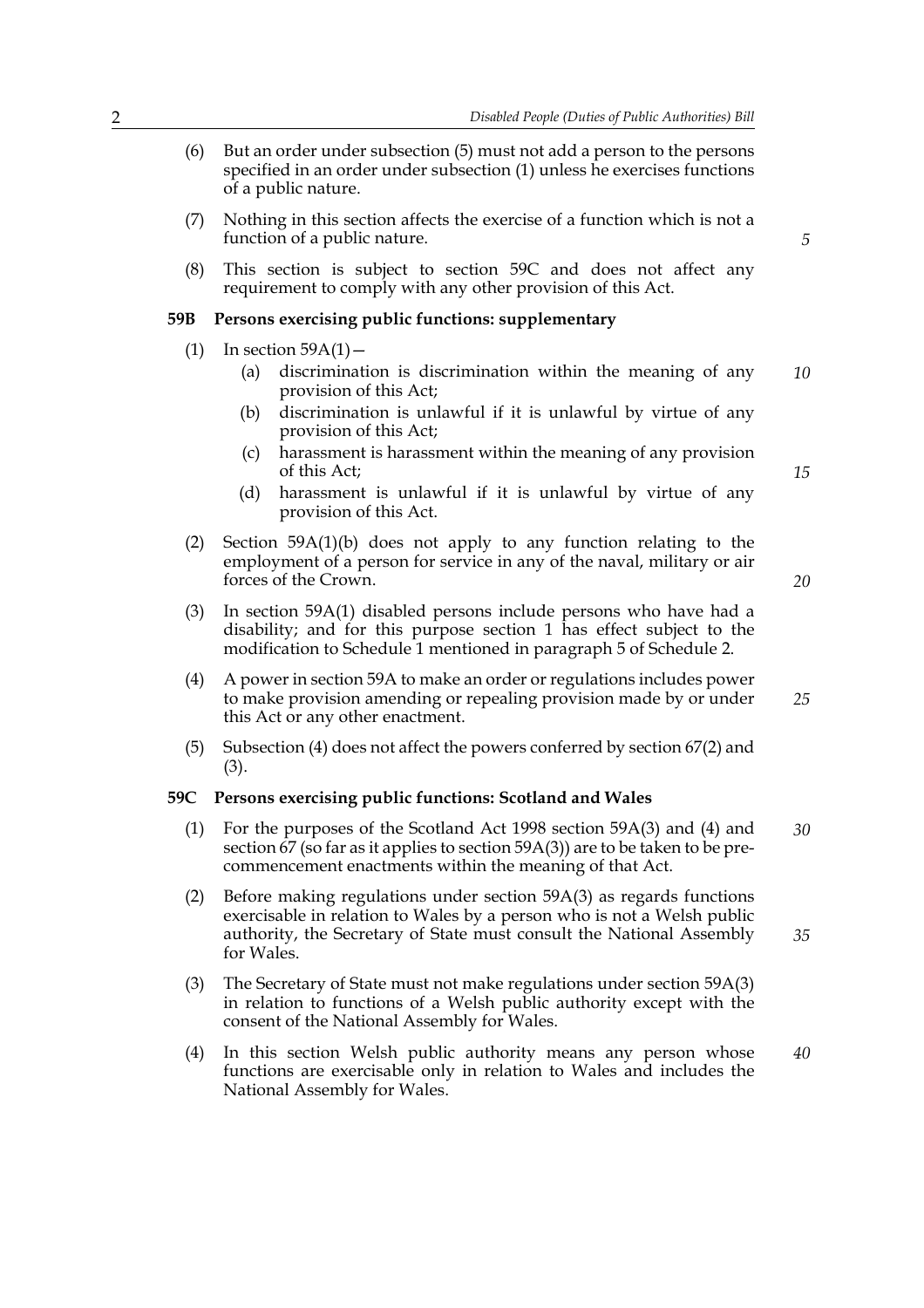(6) But an order under subsection (5) must not add a person to the persons specified in an order under subsection (1) unless he exercises functions of a public nature.

(7) Nothing in this section affects the exercise of a function which is not a function of a public nature.

(8) This section is subject to section 59C and does not affect any requirement to comply with any other provision of this Act.

**59B Persons exercising public functions: supplementary**

(1) In section 59A(1)—

(a) discrimination is discrimination within the meaning of any provision of this Act;

(b) discrimination is unlawful if it is unlawful by virtue of any provision of this Act;

(c) harassment is harassment within the meaning of any provision of this Act;

(d) harassment is unlawful if it is unlawful by virtue of any provision of this Act.

(2) Section 59A(1)(b) does not apply to any function relating to the employment of a person for service in any of the naval, military or air forces of the Crown.

(3) In section 59A(1) disabled persons include persons who have had a disability; and for this purpose section 1 has effect subject to the modification to Schedule 1 mentioned in paragraph 5 of Schedule 2.

(4) A power in section 59A to make an order or regulations includes power to make provision amending or repealing provision made by or under this Act or any other enactment.

(5) Subsection (4) does not affect the powers conferred by section 67(2) and (3).

**59C Persons exercising public functions: Scotland and Wales**

(1) For the purposes of the Scotland Act 1998 section 59A(3) and (4) and section 67 (so far as it applies to section 59A(3)) are to be taken to be pre-commencement enactments within the meaning of that Act.

(2) Before making regulations under section 59A(3) as regards functions exercisable in relation to Wales by a person who is not a Welsh public authority, the Secretary of State must consult the National Assembly for Wales.

(3) The Secretary of State must not make regulations under section 59A(3) in relation to functions of a Welsh public authority except with the consent of the National Assembly for Wales.

(4) In this section Welsh public authority means any person whose functions are exercisable only in relation to Wales and includes the National Assembly for Wales.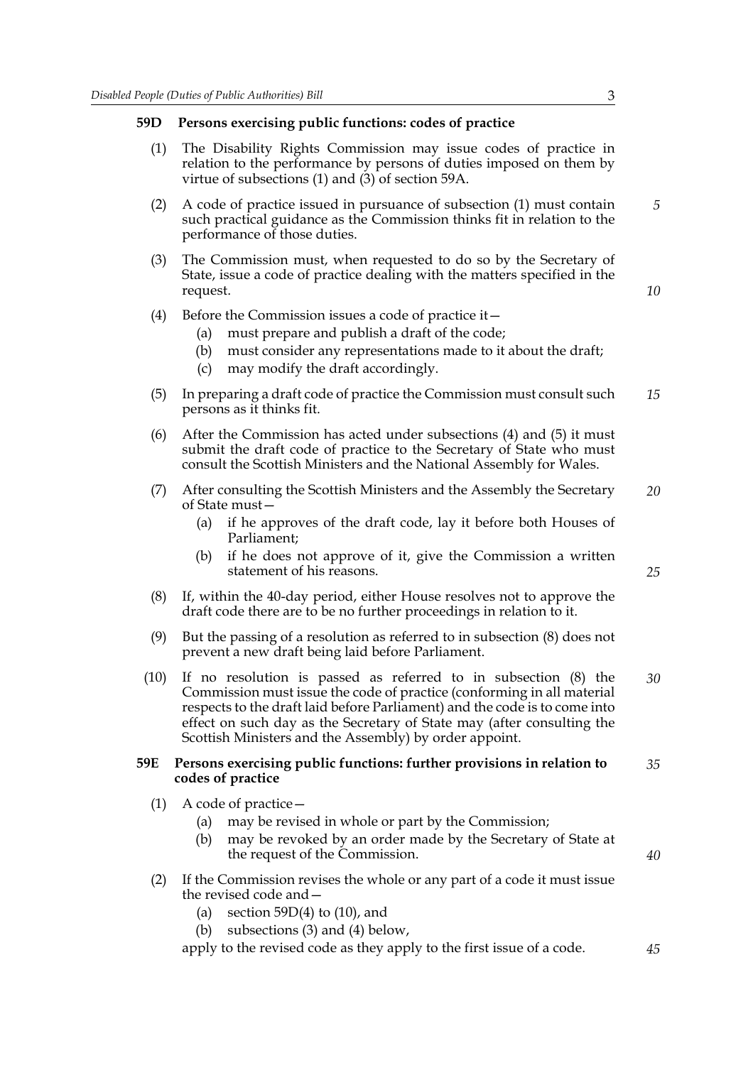**59D Persons exercising public functions: codes of practice**

(1) The Disability Rights Commission may issue codes of practice in relation to the performance by persons of duties imposed on them by virtue of subsections (1) and (3) of section 59A.

(2) A code of practice issued in pursuance of subsection (1) must contain such practical guidance as the Commission thinks fit in relation to the performance of those duties.

(3) The Commission must, when requested to do so by the Secretary of State, issue a code of practice dealing with the matters specified in the request.

(4) Before the Commission issues a code of practice it—
  - (a) must prepare and publish a draft of the code;
  - (b) must consider any representations made to it about the draft;
  - (c) may modify the draft accordingly.

(5) In preparing a draft code of practice the Commission must consult such persons as it thinks fit.

(6) After the Commission has acted under subsections (4) and (5) it must submit the draft code of practice to the Secretary of State who must consult the Scottish Ministers and the National Assembly for Wales.

(7) After consulting the Scottish Ministers and the Assembly the Secretary of State must—
  - (a) if he approves of the draft code, lay it before both Houses of Parliament;
  - (b) if he does not approve of it, give the Commission a written statement of his reasons.

(8) If, within the 40-day period, either House resolves not to approve the draft code there are to be no further proceedings in relation to it.

(9) But the passing of a resolution as referred to in subsection (8) does not prevent a new draft being laid before Parliament.

(10) If no resolution is passed as referred to in subsection (8) the Commission must issue the code of practice (conforming in all material respects to the draft laid before Parliament) and the code is to come into effect on such day as the Secretary of State may (after consulting the Scottish Ministers and the Assembly) by order appoint.

**59E Persons exercising public functions: further provisions in relation to codes of practice**

(1) A code of practice—
  - (a) may be revised in whole or part by the Commission;
  - (b) may be revoked by an order made by the Secretary of State at the request of the Commission.

(2) If the Commission revises the whole or any part of a code it must issue the revised code and—
  - (a) section 59D(4) to (10), and
  - (b) subsections (3) and (4) below,

apply to the revised code as they apply to the first issue of a code.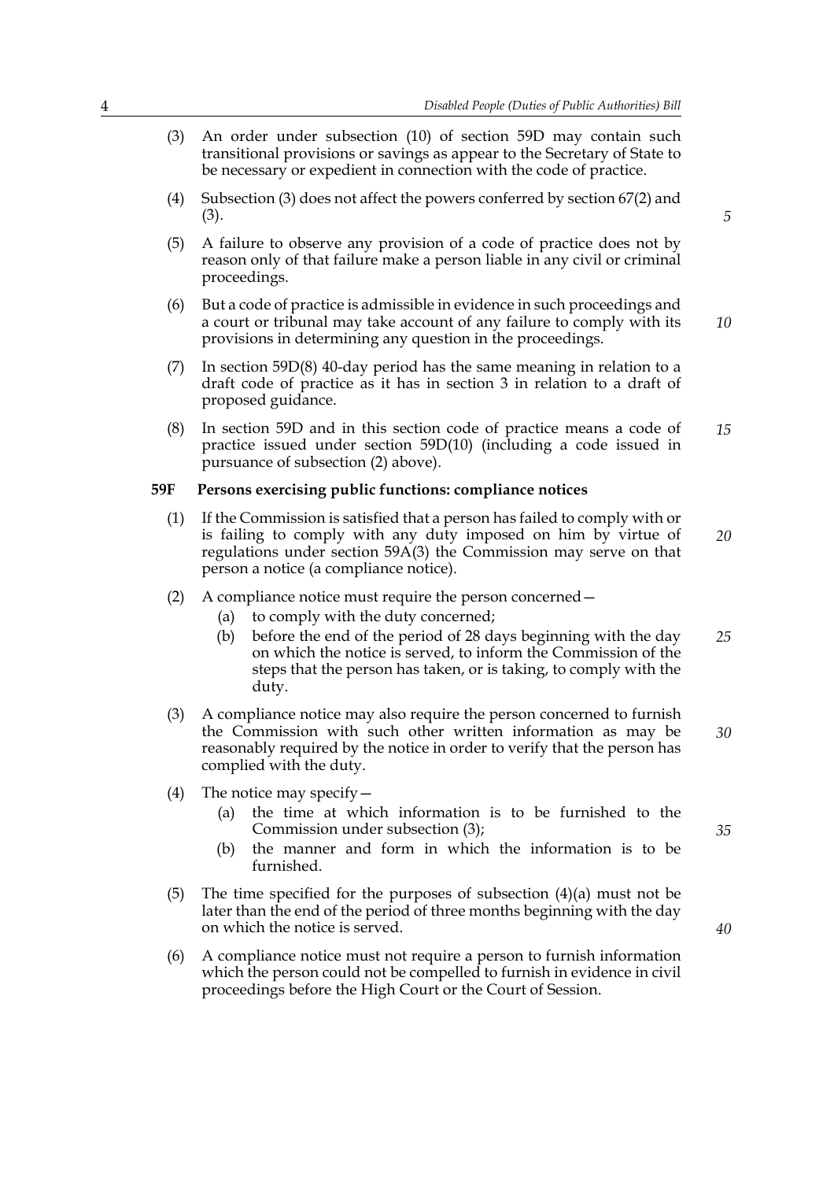(3) An order under subsection (10) of section 59D may contain such transitional provisions or savings as appear to the Secretary of State to be necessary or expedient in connection with the code of practice.

(4) Subsection (3) does not affect the powers conferred by section 67(2) and (3).

(5) A failure to observe any provision of a code of practice does not by reason only of that failure make a person liable in any civil or criminal proceedings.

(6) But a code of practice is admissible in evidence in such proceedings and a court or tribunal may take account of any failure to comply with its provisions in determining any question in the proceedings.

(7) In section 59D(8) 40-day period has the same meaning in relation to a draft code of practice as it has in section 3 in relation to a draft of proposed guidance.

(8) In section 59D and in this section code of practice means a code of practice issued under section 59D(10) (including a code issued in pursuance of subsection (2) above).

**59F Persons exercising public functions: compliance notices**

(1) If the Commission is satisfied that a person has failed to comply with or is failing to comply with any duty imposed on him by virtue of regulations under section 59A(3) the Commission may serve on that person a notice (a compliance notice).

(2) A compliance notice must require the person concerned—

  (a) to comply with the duty concerned;

  (b) before the end of the period of 28 days beginning with the day on which the notice is served, to inform the Commission of the steps that the person has taken, or is taking, to comply with the duty.

(3) A compliance notice may also require the person concerned to furnish the Commission with such other written information as may be reasonably required by the notice in order to verify that the person has complied with the duty.

(4) The notice may specify—

  (a) the time at which information is to be furnished to the Commission under subsection (3);

  (b) the manner and form in which the information is to be furnished.

(5) The time specified for the purposes of subsection (4)(a) must not be later than the end of the period of three months beginning with the day on which the notice is served.

(6) A compliance notice must not require a person to furnish information which the person could not be compelled to furnish in evidence in civil proceedings before the High Court or the Court of Session.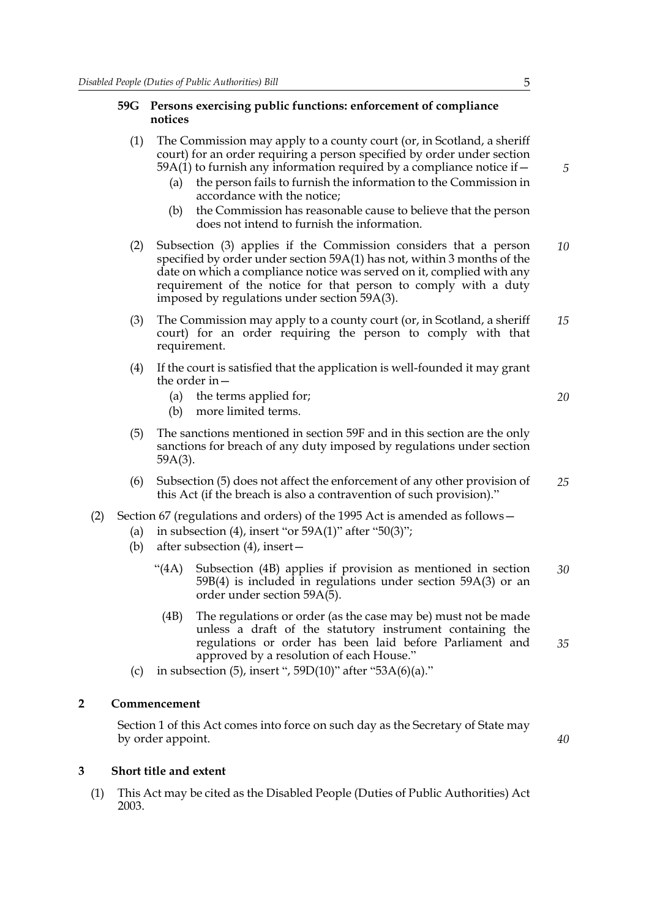**59G Persons exercising public functions: enforcement of compliance notices**

(1) The Commission may apply to a county court (or, in Scotland, a sheriff court) for an order requiring a person specified by order under section 59A(1) to furnish any information required by a compliance notice if—

(a) the person fails to furnish the information to the Commission in accordance with the notice;

(b) the Commission has reasonable cause to believe that the person does not intend to furnish the information.

(2) Subsection (3) applies if the Commission considers that a person specified by order under section 59A(1) has not, within 3 months of the date on which a compliance notice was served on it, complied with any requirement of the notice for that person to comply with a duty imposed by regulations under section 59A(3).

(3) The Commission may apply to a county court (or, in Scotland, a sheriff court) for an order requiring the person to comply with that requirement.

(4) If the court is satisfied that the application is well-founded it may grant the order in—

(a) the terms applied for;

(b) more limited terms.

(5) The sanctions mentioned in section 59F and in this section are the only sanctions for breach of any duty imposed by regulations under section 59A(3).

(6) Subsection (5) does not affect the enforcement of any other provision of this Act (if the breach is also a contravention of such provision)."

(2) Section 67 (regulations and orders) of the 1995 Act is amended as follows—

(a) in subsection (4), insert "or 59A(1)" after "50(3)";

(b) after subsection (4), insert—

"(4A) Subsection (4B) applies if provision as mentioned in section 59B(4) is included in regulations under section 59A(3) or an order under section 59A(5).

(4B) The regulations or order (as the case may be) must not be made unless a draft of the statutory instrument containing the regulations or order has been laid before Parliament and approved by a resolution of each House."

(c) in subsection (5), insert ", 59D(10)" after "53A(6)(a)."

## 2 Commencement

Section 1 of this Act comes into force on such day as the Secretary of State may by order appoint.

## 3 Short title and extent

(1) This Act may be cited as the Disabled People (Duties of Public Authorities) Act 2003.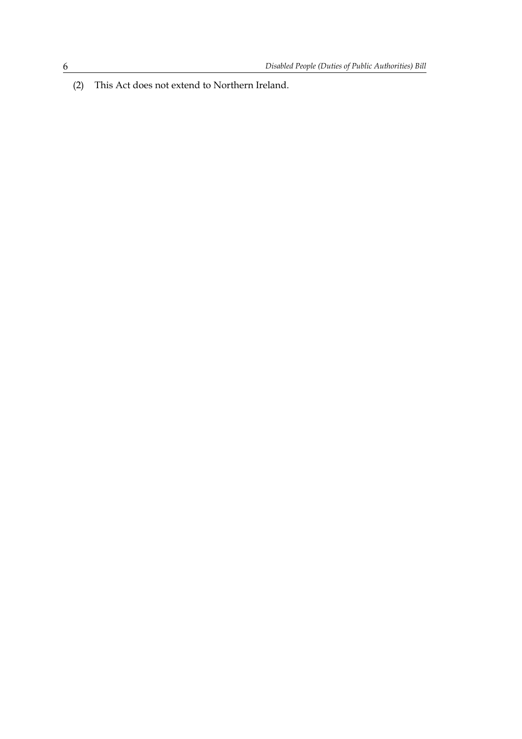(2) This Act does not extend to Northern Ireland.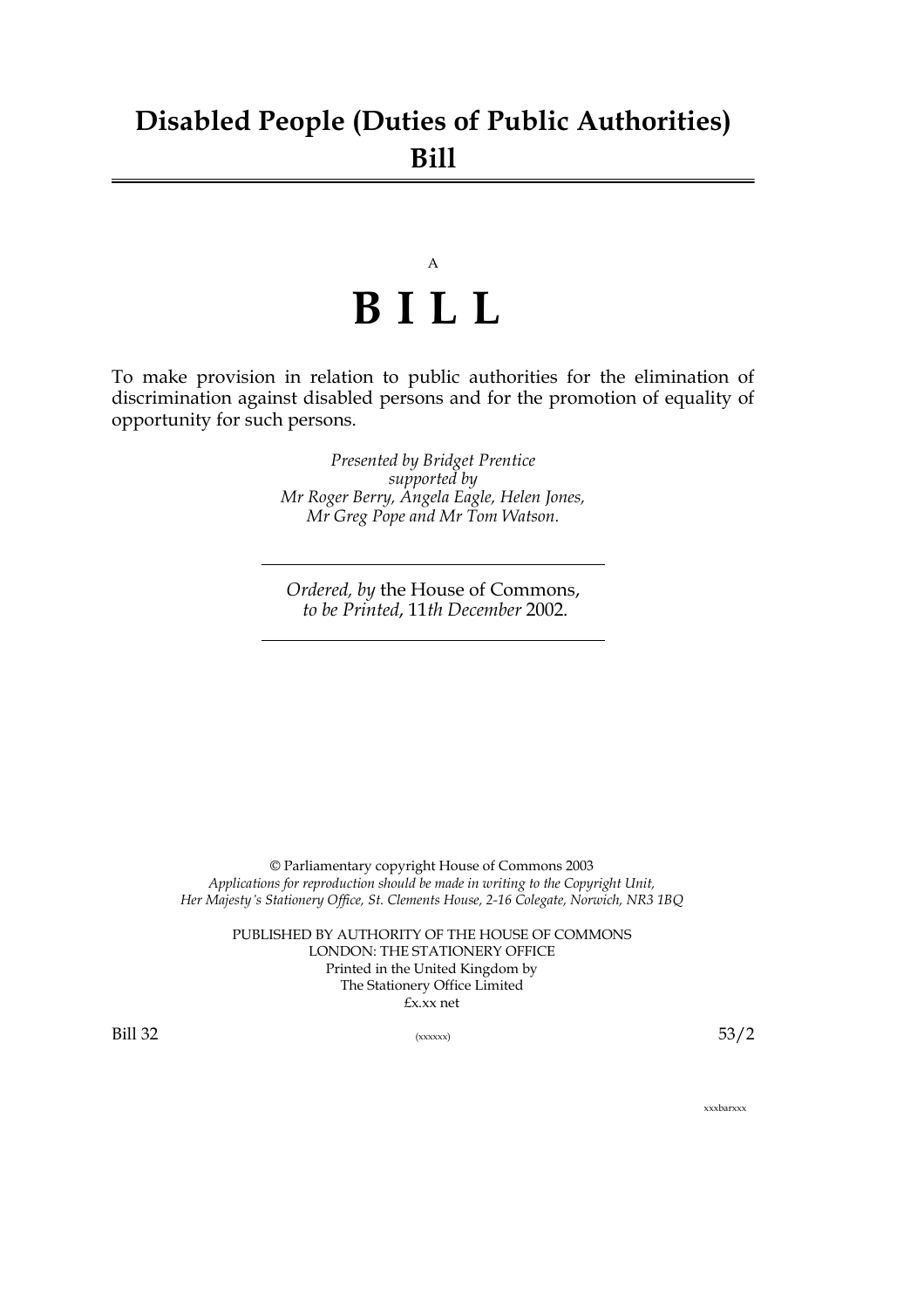# Disabled People (Duties of Public Authorities) Bill

A

# B I L L

To make provision in relation to public authorities for the elimination of discrimination against disabled persons and for the promotion of equality of opportunity for such persons.

*Presented by Bridget Prentice*
*supported by*
*Mr Roger Berry, Angela Eagle, Helen Jones,*
*Mr Greg Pope and Mr Tom Watson.*

---

*Ordered, by* the House of Commons,
*to be Printed*, 11*th December* 2002.

---

© Parliamentary copyright House of Commons 2003
*Applications for reproduction should be made in writing to the Copyright Unit, Her Majesty's Stationery Office, St. Clements House, 2-16 Colegate, Norwich, NR3 1BQ*

PUBLISHED BY AUTHORITY OF THE HOUSE OF COMMONS
LONDON: THE STATIONERY OFFICE
Printed in the United Kingdom by
The Stationery Office Limited
£x.xx net

Bill 32 (xxxxxx) 53/2

xxxbarxxx